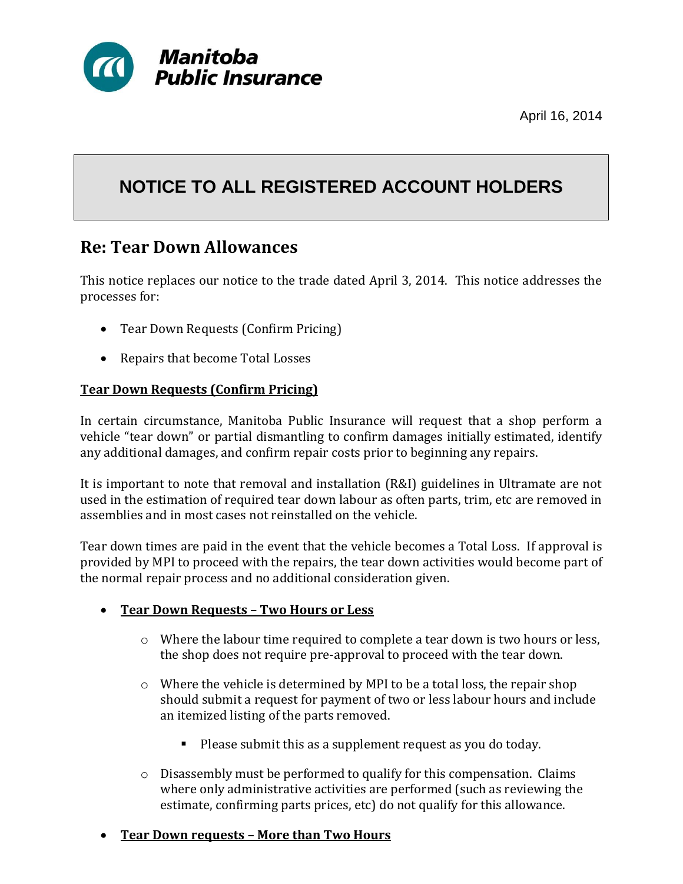Manitoba Public Insurance

April 16, 2014

# NOTICE TO ALL REGISTERED ACCOUNT HOLDERS

## Re: Tear Down Allowances

This notice replaces our notice to the trade dated April 3, 2014. This notice addresses the processes for:

- Tear Down Requests (Confirm Pricing)
- Repairs that become Total Losses

**Tear Down Requests (Confirm Pricing)**

In certain circumstance, Manitoba Public Insurance will request that a shop perform a vehicle "tear down" or partial dismantling to confirm damages initially estimated, identify any additional damages, and confirm repair costs prior to beginning any repairs.

It is important to note that removal and installation (R&I) guidelines in Ultramate are not used in the estimation of required tear down labour as often parts, trim, etc are removed in assemblies and in most cases not reinstalled on the vehicle.

Tear down times are paid in the event that the vehicle becomes a Total Loss. If approval is provided by MPI to proceed with the repairs, the tear down activities would become part of the normal repair process and no additional consideration given.

- **Tear Down Requests – Two Hours or Less**
  - Where the labour time required to complete a tear down is two hours or less, the shop does not require pre-approval to proceed with the tear down.
  - Where the vehicle is determined by MPI to be a total loss, the repair shop should submit a request for payment of two or less labour hours and include an itemized listing of the parts removed.
    - Please submit this as a supplement request as you do today.
  - Disassembly must be performed to qualify for this compensation. Claims where only administrative activities are performed (such as reviewing the estimate, confirming parts prices, etc) do not qualify for this allowance.
- **Tear Down requests – More than Two Hours**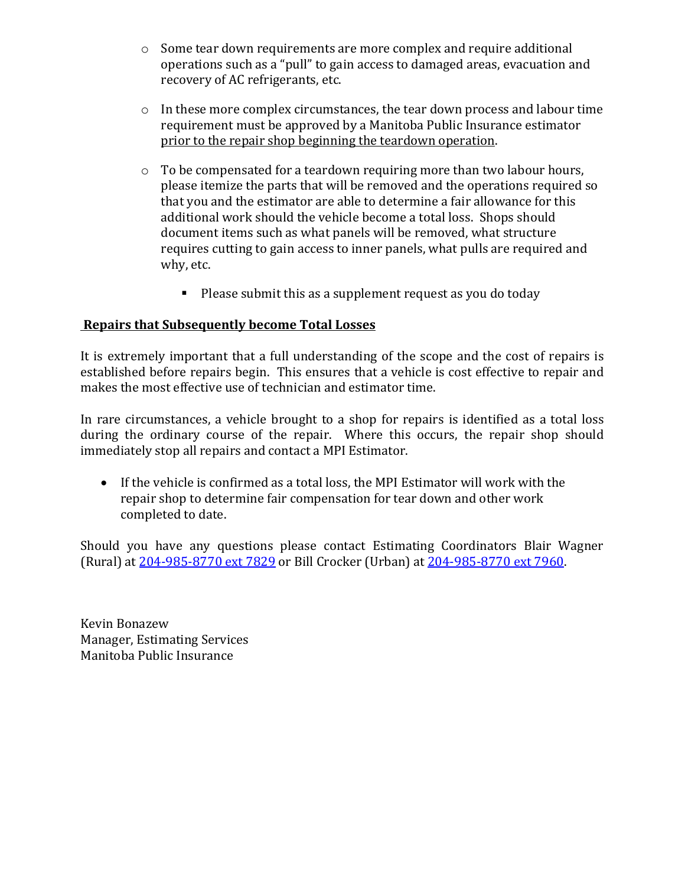- Some tear down requirements are more complex and require additional operations such as a "pull" to gain access to damaged areas, evacuation and recovery of AC refrigerants, etc.

- In these more complex circumstances, the tear down process and labour time requirement must be approved by a Manitoba Public Insurance estimator <u>prior to the repair shop beginning the teardown operation</u>.

- To be compensated for a teardown requiring more than two labour hours, please itemize the parts that will be removed and the operations required so that you and the estimator are able to determine a fair allowance for this additional work should the vehicle become a total loss. Shops should document items such as what panels will be removed, what structure requires cutting to gain access to inner panels, what pulls are required and why, etc.

  - Please submit this as a supplement request as you do today

## Repairs that Subsequently become Total Losses

It is extremely important that a full understanding of the scope and the cost of repairs is established before repairs begin. This ensures that a vehicle is cost effective to repair and makes the most effective use of technician and estimator time.

In rare circumstances, a vehicle brought to a shop for repairs is identified as a total loss during the ordinary course of the repair. Where this occurs, the repair shop should immediately stop all repairs and contact a MPI Estimator.

- If the vehicle is confirmed as a total loss, the MPI Estimator will work with the repair shop to determine fair compensation for tear down and other work completed to date.

Should you have any questions please contact Estimating Coordinators Blair Wagner (Rural) at 204-985-8770 ext 7829 or Bill Crocker (Urban) at 204-985-8770 ext 7960.

Kevin Bonazew
Manager, Estimating Services
Manitoba Public Insurance